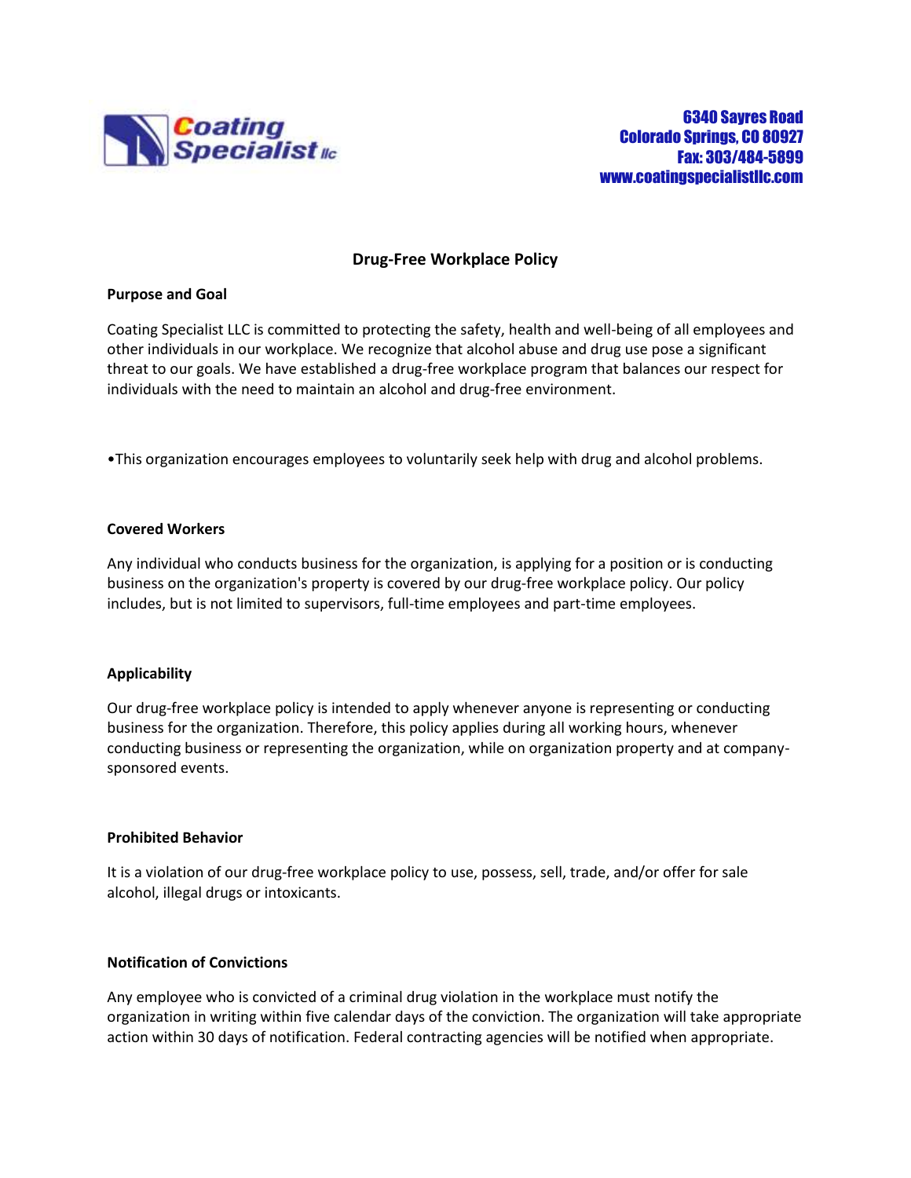**Coating Specialist llc**

6340 Sayres Road
Colorado Springs, CO 80927
Fax: 303/484-5899
www.coatingspecialistllc.com

# Drug-Free Workplace Policy

**Purpose and Goal**

Coating Specialist LLC is committed to protecting the safety, health and well-being of all employees and other individuals in our workplace. We recognize that alcohol abuse and drug use pose a significant threat to our goals. We have established a drug-free workplace program that balances our respect for individuals with the need to maintain an alcohol and drug-free environment.

- This organization encourages employees to voluntarily seek help with drug and alcohol problems.

**Covered Workers**

Any individual who conducts business for the organization, is applying for a position or is conducting business on the organization's property is covered by our drug-free workplace policy. Our policy includes, but is not limited to supervisors, full-time employees and part-time employees.

**Applicability**

Our drug-free workplace policy is intended to apply whenever anyone is representing or conducting business for the organization. Therefore, this policy applies during all working hours, whenever conducting business or representing the organization, while on organization property and at company-sponsored events.

**Prohibited Behavior**

It is a violation of our drug-free workplace policy to use, possess, sell, trade, and/or offer for sale alcohol, illegal drugs or intoxicants.

**Notification of Convictions**

Any employee who is convicted of a criminal drug violation in the workplace must notify the organization in writing within five calendar days of the conviction. The organization will take appropriate action within 30 days of notification. Federal contracting agencies will be notified when appropriate.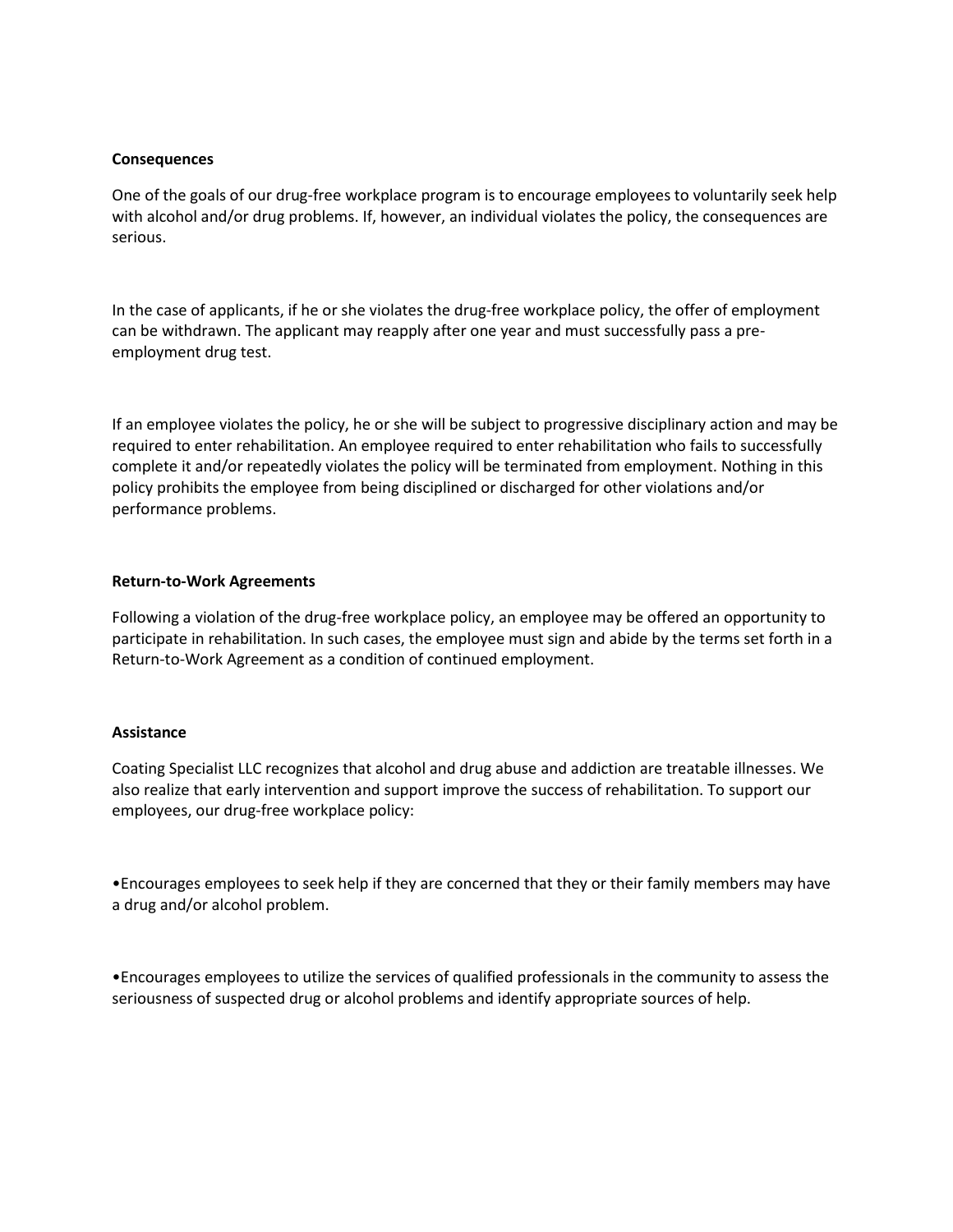**Consequences**

One of the goals of our drug-free workplace program is to encourage employees to voluntarily seek help with alcohol and/or drug problems. If, however, an individual violates the policy, the consequences are serious.

In the case of applicants, if he or she violates the drug-free workplace policy, the offer of employment can be withdrawn. The applicant may reapply after one year and must successfully pass a pre-employment drug test.

If an employee violates the policy, he or she will be subject to progressive disciplinary action and may be required to enter rehabilitation. An employee required to enter rehabilitation who fails to successfully complete it and/or repeatedly violates the policy will be terminated from employment. Nothing in this policy prohibits the employee from being disciplined or discharged for other violations and/or performance problems.

**Return-to-Work Agreements**

Following a violation of the drug-free workplace policy, an employee may be offered an opportunity to participate in rehabilitation. In such cases, the employee must sign and abide by the terms set forth in a Return-to-Work Agreement as a condition of continued employment.

**Assistance**

Coating Specialist LLC recognizes that alcohol and drug abuse and addiction are treatable illnesses. We also realize that early intervention and support improve the success of rehabilitation. To support our employees, our drug-free workplace policy:

- Encourages employees to seek help if they are concerned that they or their family members may have a drug and/or alcohol problem.

- Encourages employees to utilize the services of qualified professionals in the community to assess the seriousness of suspected drug or alcohol problems and identify appropriate sources of help.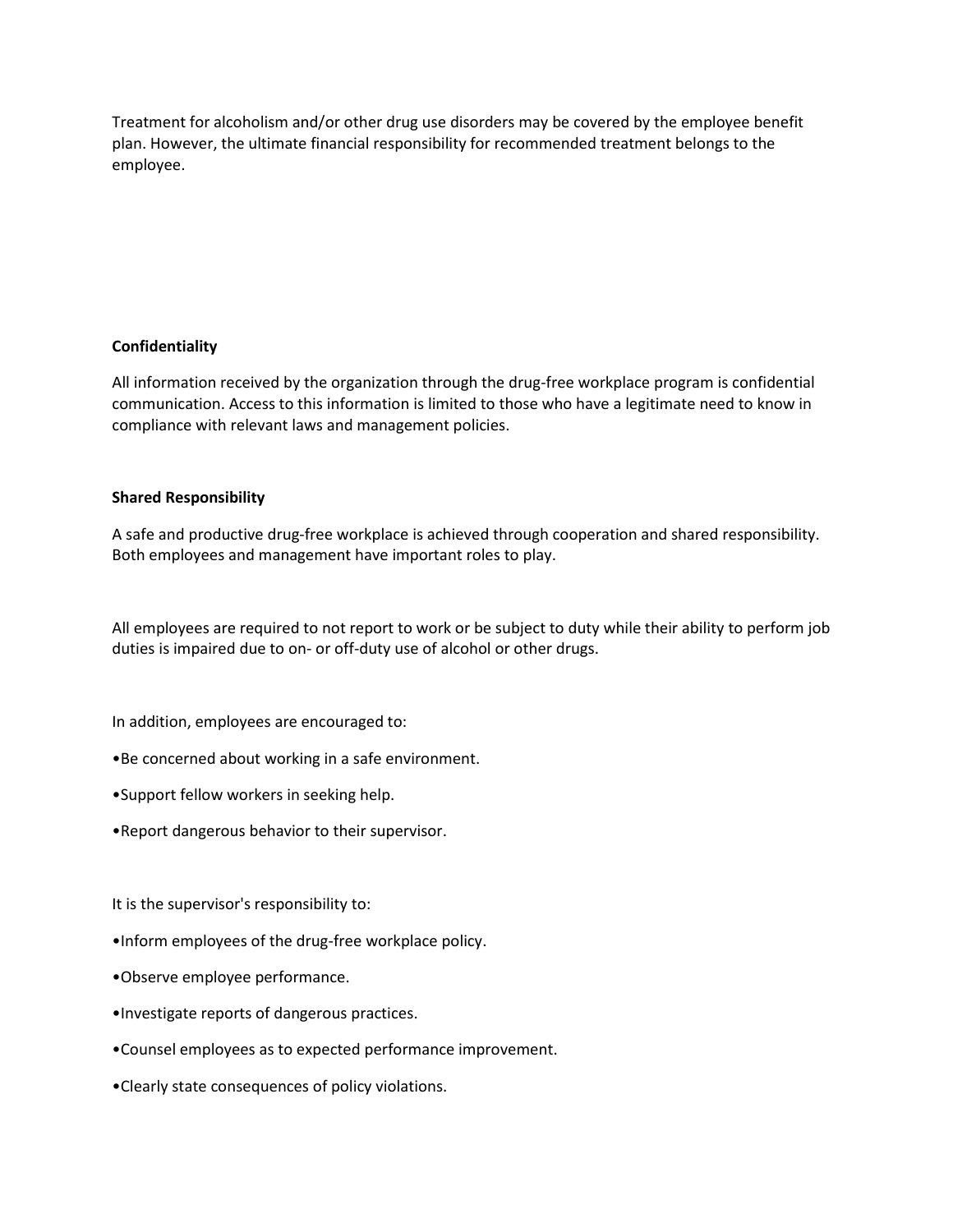Treatment for alcoholism and/or other drug use disorders may be covered by the employee benefit plan. However, the ultimate financial responsibility for recommended treatment belongs to the employee.

**Confidentiality**

All information received by the organization through the drug-free workplace program is confidential communication. Access to this information is limited to those who have a legitimate need to know in compliance with relevant laws and management policies.

**Shared Responsibility**

A safe and productive drug-free workplace is achieved through cooperation and shared responsibility. Both employees and management have important roles to play.

All employees are required to not report to work or be subject to duty while their ability to perform job duties is impaired due to on- or off-duty use of alcohol or other drugs.

In addition, employees are encouraged to:

- Be concerned about working in a safe environment.
- Support fellow workers in seeking help.
- Report dangerous behavior to their supervisor.

It is the supervisor's responsibility to:

- Inform employees of the drug-free workplace policy.
- Observe employee performance.
- Investigate reports of dangerous practices.
- Counsel employees as to expected performance improvement.
- Clearly state consequences of policy violations.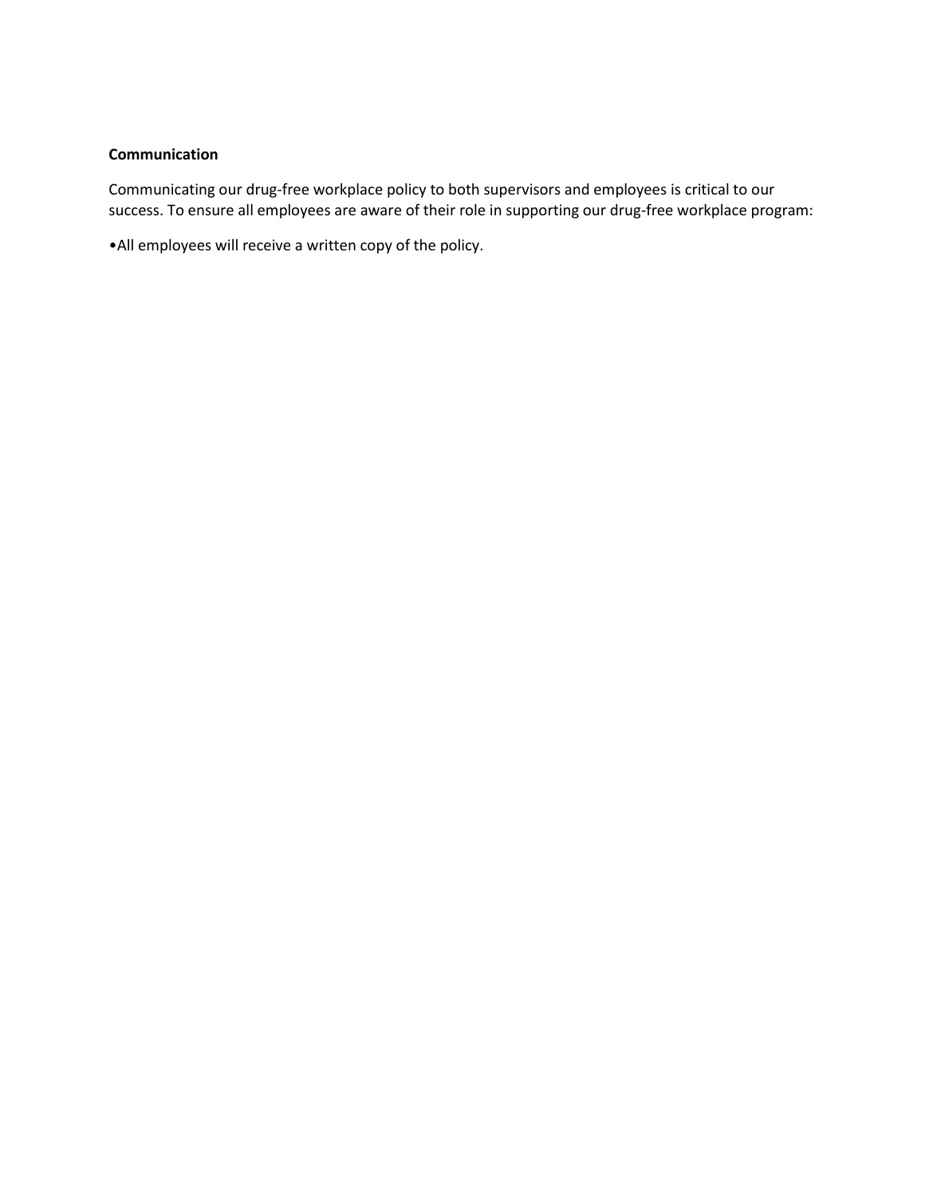**Communication**

Communicating our drug-free workplace policy to both supervisors and employees is critical to our success. To ensure all employees are aware of their role in supporting our drug-free workplace program:

•All employees will receive a written copy of the policy.